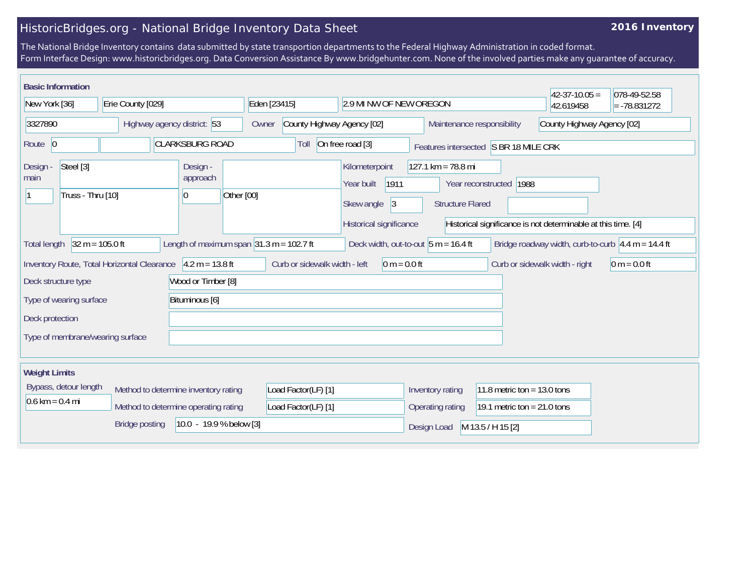# HistoricBridges.org - National Bridge Inventory Data Sheet

**2016 Inventory**

The National Bridge Inventory contains data submitted by state transportion departments to the Federal Highway Administration in coded format.
Form Interface Design: www.historicbridges.org. Data Conversion Assistance By www.bridgehunter.com. None of the involved parties make any guarantee of accuracy.

## Basic Information

| | |
|---|---|
| State | New York [36] |
| County | Erie County [029] |
| Place | Eden [23415] |
| Location | 2.9 MI NW OF NEW OREGON |
| Latitude | 42-37-10.05 = 42.619458 |
| Longitude | 078-49-52.58 = -78.831272 |
| Structure number | 3327890 |
| Highway agency district | 53 |
| Owner | County Highway Agency [02] |
| Maintenance responsibility | County Highway Agency [02] |
| Route | 0 |
| Facility carried | CLARKSBURG ROAD |
| Toll | On free road [3] |
| Features intersected | S BR 18 MILE CRK |
| Design - main | Steel [3] |
| | 1 Truss - Thru [10] |
| Design - approach | 0 Other [00] |
| Kilometerpoint | 127.1 km = 78.8 mi |
| Year built | 1911 |
| Year reconstructed | 1988 |
| Skew angle | 3 |
| Structure Flared | |
| Historical significance | Historical significance is not determinable at this time. [4] |
| Total length | 32 m = 105.0 ft |
| Length of maximum span | 31.3 m = 102.7 ft |
| Deck width, out-to-out | 5 m = 16.4 ft |
| Bridge roadway width, curb-to-curb | 4.4 m = 14.4 ft |
| Inventory Route, Total Horizontal Clearance | 4.2 m = 13.8 ft |
| Curb or sidewalk width - left | 0 m = 0.0 ft |
| Curb or sidewalk width - right | 0 m = 0.0 ft |
| Deck structure type | Wood or Timber [8] |
| Type of wearing surface | Bituminous [6] |
| Deck protection | |
| Type of membrane/wearing surface | |

## Weight Limits

| | |
|---|---|
| Bypass, detour length | 0.6 km = 0.4 mi |
| Method to determine inventory rating | Load Factor(LF) [1] |
| Method to determine operating rating | Load Factor(LF) [1] |
| Inventory rating | 11.8 metric ton = 13.0 tons |
| Operating rating | 19.1 metric ton = 21.0 tons |
| Bridge posting | 10.0 - 19.9 % below [3] |
| Design Load | M 13.5 / H 15 [2] |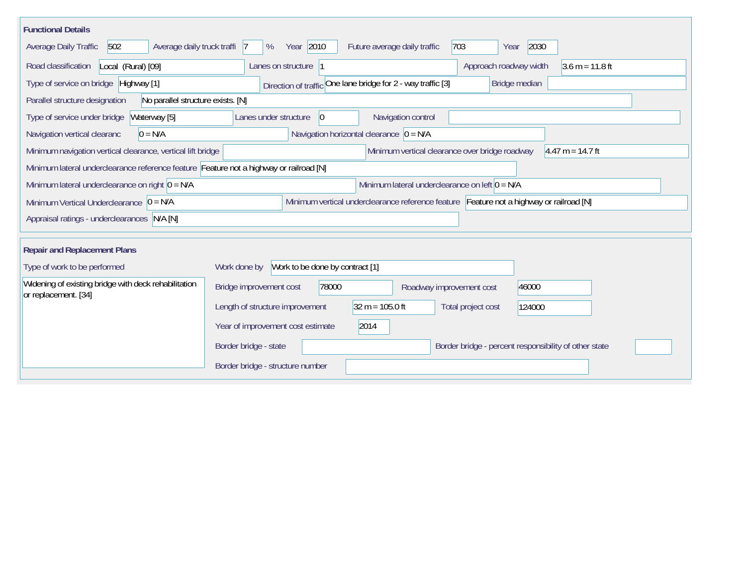## Functional Details

| Field | Value |
|---|---|
| Average Daily Traffic | 502 |
| Average daily truck traffi | 7 % |
| Year | 2010 |
| Future average daily traffic | 703 |
| Year | 2030 |
| Road classification | Local (Rural) [09] |
| Lanes on structure | 1 |
| Approach roadway width | 3.6 m = 11.8 ft |
| Type of service on bridge | Highway [1] |
| Direction of traffic | One lane bridge for 2 - way traffic [3] |
| Bridge median | |
| Parallel structure designation | No parallel structure exists. [N] |
| Type of service under bridge | Waterway [5] |
| Lanes under structure | 0 |
| Navigation control | |
| Navigation vertical clearanc | 0 = N/A |
| Navigation horizontal clearance | 0 = N/A |
| Minimum navigation vertical clearance, vertical lift bridge | |
| Minimum vertical clearance over bridge roadway | 4.47 m = 14.7 ft |
| Minimum lateral underclearance reference feature | Feature not a highway or railroad [N] |
| Minimum lateral underclearance on right | 0 = N/A |
| Minimum lateral underclearance on left | 0 = N/A |
| Minimum Vertical Underclearance | 0 = N/A |
| Minimum vertical underclearance reference feature | Feature not a highway or railroad [N] |
| Appraisal ratings - underclearances | N/A [N] |

## Repair and Replacement Plans

| Field | Value |
|---|---|
| Type of work to be performed | Widening of existing bridge with deck rehabilitation or replacement. [34] |
| Work done by | Work to be done by contract [1] |
| Bridge improvement cost | 78000 |
| Roadway improvement cost | 46000 |
| Length of structure improvement | 32 m = 105.0 ft |
| Total project cost | 124000 |
| Year of improvement cost estimate | 2014 |
| Border bridge - state | |
| Border bridge - percent responsibility of other state | |
| Border bridge - structure number | |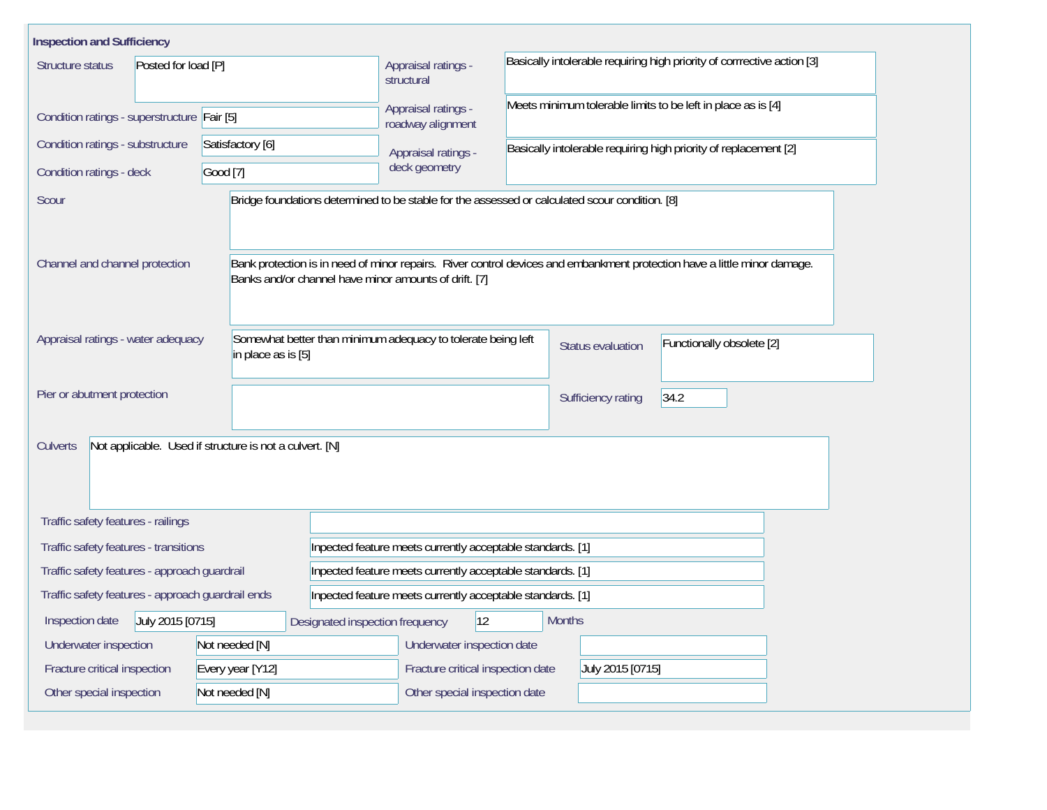## Inspection and Sufficiency

| Field | Value |
| --- | --- |
| Structure status | Posted for load [P] |
| Condition ratings - superstructure | Fair [5] |
| Condition ratings - substructure | Satisfactory [6] |
| Condition ratings - deck | Good [7] |
| Appraisal ratings - structural | Basically intolerable requiring high priority of corrrective action [3] |
| Appraisal ratings - roadway alignment | Meets minimum tolerable limits to be left in place as is [4] |
| Appraisal ratings - deck geometry | Basically intolerable requiring high priority of replacement [2] |
| Scour | Bridge foundations determined to be stable for the assessed or calculated scour condition. [8] |
| Channel and channel protection | Bank protection is in need of minor repairs. River control devices and embankment protection have a little minor damage. Banks and/or channel have minor amounts of drift. [7] |
| Appraisal ratings - water adequacy | Somewhat better than minimum adequacy to tolerate being left in place as is [5] |
| Status evaluation | Functionally obsolete [2] |
| Pier or abutment protection | |
| Sufficiency rating | 34.2 |
| Culverts | Not applicable. Used if structure is not a culvert. [N] |
| Traffic safety features - railings | |
| Traffic safety features - transitions | Inpected feature meets currently acceptable standards. [1] |
| Traffic safety features - approach guardrail | Inpected feature meets currently acceptable standards. [1] |
| Traffic safety features - approach guardrail ends | Inpected feature meets currently acceptable standards. [1] |
| Inspection date | July 2015 [0715] |
| Designated inspection frequency | 12 Months |
| Underwater inspection | Not needed [N] |
| Underwater inspection date | |
| Fracture critical inspection | Every year [Y12] |
| Fracture critical inspection date | July 2015 [0715] |
| Other special inspection | Not needed [N] |
| Other special inspection date | |